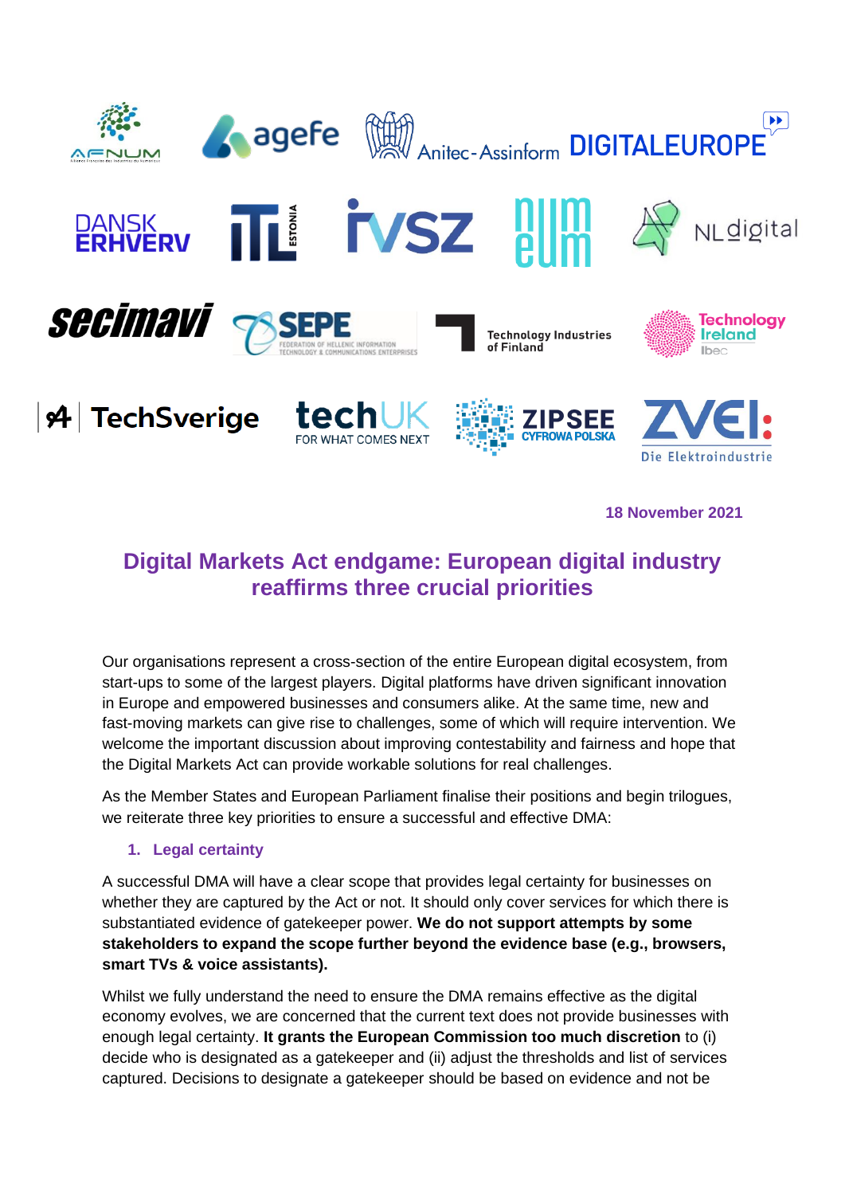18 November 2021

# Digital Markets Act endgame: European digital industry reaffirms three crucial priorities

Our organisations represent a cross-section of the entire European digital ecosystem, from start-ups to some of the largest players. Digital platforms have driven significant innovation in Europe and empowered businesses and consumers alike. At the same time, new and fast-moving markets can give rise to challenges, some of which will require intervention. We welcome the important discussion about improving contestability and fairness and hope that the Digital Markets Act can provide workable solutions for real challenges.

As the Member States and European Parliament finalise their positions and begin trilogues, we reiterate three key priorities to ensure a successful and effective DMA:

## 1. Legal certainty

A successful DMA will have a clear scope that provides legal certainty for businesses on whether they are captured by the Act or not. It should only cover services for which there is substantiated evidence of gatekeeper power. **We do not support attempts by some stakeholders to expand the scope further beyond the evidence base (e.g., browsers, smart TVs & voice assistants).**

Whilst we fully understand the need to ensure the DMA remains effective as the digital economy evolves, we are concerned that the current text does not provide businesses with enough legal certainty. **It grants the European Commission too much discretion** to (i) decide who is designated as a gatekeeper and (ii) adjust the thresholds and list of services captured. Decisions to designate a gatekeeper should be based on evidence and not be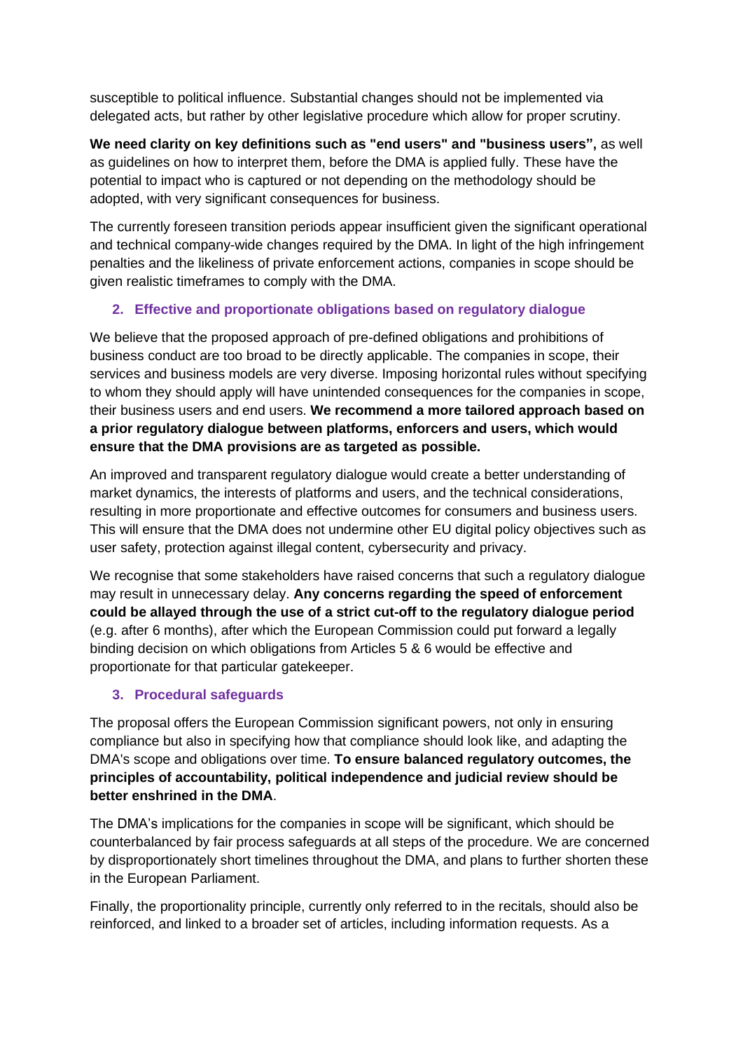susceptible to political influence. Substantial changes should not be implemented via delegated acts, but rather by other legislative procedure which allow for proper scrutiny.

**We need clarity on key definitions such as "end users" and "business users",** as well as guidelines on how to interpret them, before the DMA is applied fully. These have the potential to impact who is captured or not depending on the methodology should be adopted, with very significant consequences for business.

The currently foreseen transition periods appear insufficient given the significant operational and technical company-wide changes required by the DMA. In light of the high infringement penalties and the likeliness of private enforcement actions, companies in scope should be given realistic timeframes to comply with the DMA.

### 2. Effective and proportionate obligations based on regulatory dialogue

We believe that the proposed approach of pre-defined obligations and prohibitions of business conduct are too broad to be directly applicable. The companies in scope, their services and business models are very diverse. Imposing horizontal rules without specifying to whom they should apply will have unintended consequences for the companies in scope, their business users and end users. **We recommend a more tailored approach based on a prior regulatory dialogue between platforms, enforcers and users, which would ensure that the DMA provisions are as targeted as possible.**

An improved and transparent regulatory dialogue would create a better understanding of market dynamics, the interests of platforms and users, and the technical considerations, resulting in more proportionate and effective outcomes for consumers and business users. This will ensure that the DMA does not undermine other EU digital policy objectives such as user safety, protection against illegal content, cybersecurity and privacy.

We recognise that some stakeholders have raised concerns that such a regulatory dialogue may result in unnecessary delay. **Any concerns regarding the speed of enforcement could be allayed through the use of a strict cut-off to the regulatory dialogue period** (e.g. after 6 months), after which the European Commission could put forward a legally binding decision on which obligations from Articles 5 & 6 would be effective and proportionate for that particular gatekeeper.

### 3. Procedural safeguards

The proposal offers the European Commission significant powers, not only in ensuring compliance but also in specifying how that compliance should look like, and adapting the DMA's scope and obligations over time. **To ensure balanced regulatory outcomes, the principles of accountability, political independence and judicial review should be better enshrined in the DMA**.

The DMA's implications for the companies in scope will be significant, which should be counterbalanced by fair process safeguards at all steps of the procedure. We are concerned by disproportionately short timelines throughout the DMA, and plans to further shorten these in the European Parliament.

Finally, the proportionality principle, currently only referred to in the recitals, should also be reinforced, and linked to a broader set of articles, including information requests. As a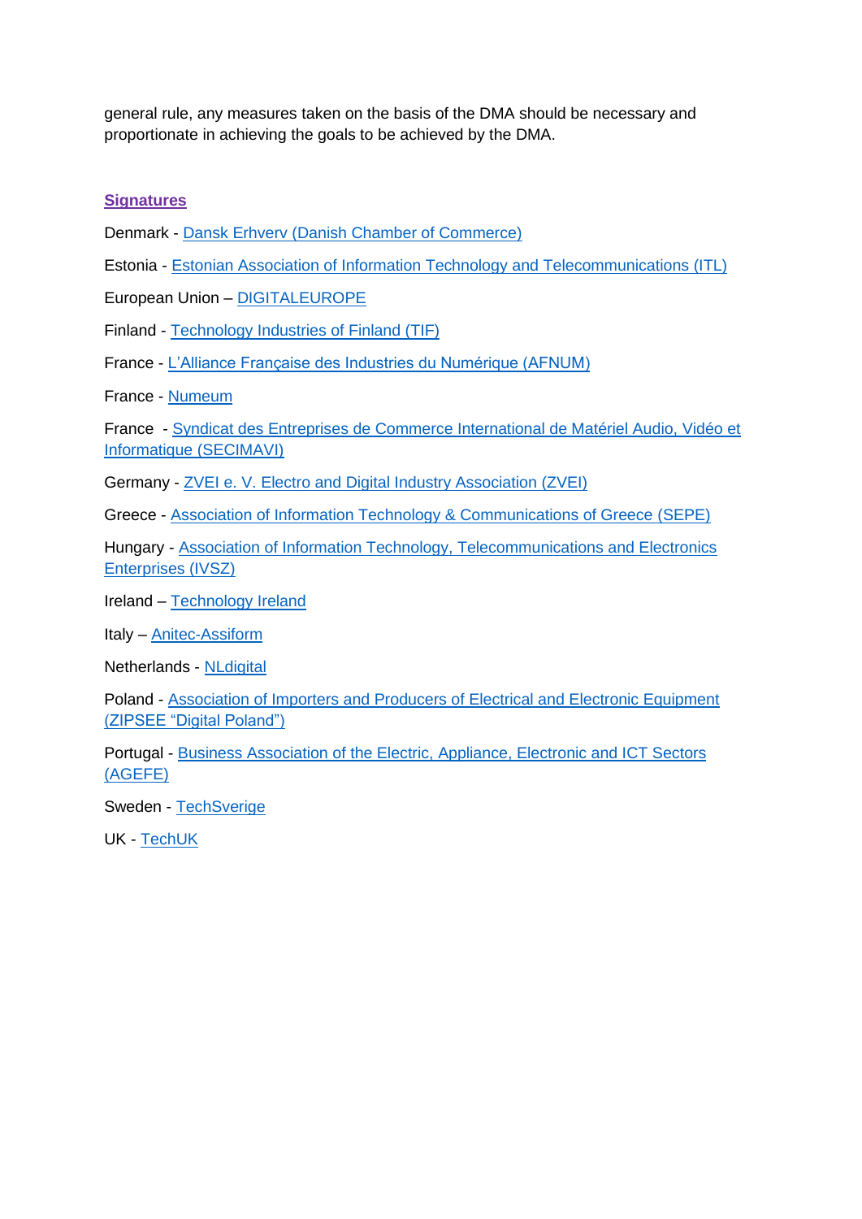general rule, any measures taken on the basis of the DMA should be necessary and proportionate in achieving the goals to be achieved by the DMA.

## Signatures

Denmark - Dansk Erhverv (Danish Chamber of Commerce)

Estonia - Estonian Association of Information Technology and Telecommunications (ITL)

European Union – DIGITALEUROPE

Finland - Technology Industries of Finland (TIF)

France - L'Alliance Française des Industries du Numérique (AFNUM)

France - Numeum

France - Syndicat des Entreprises de Commerce International de Matériel Audio, Vidéo et Informatique (SECIMAVI)

Germany - ZVEI e. V. Electro and Digital Industry Association (ZVEI)

Greece - Association of Information Technology & Communications of Greece (SEPE)

Hungary - Association of Information Technology, Telecommunications and Electronics Enterprises (IVSZ)

Ireland – Technology Ireland

Italy – Anitec-Assiform

Netherlands - NLdigital

Poland - Association of Importers and Producers of Electrical and Electronic Equipment (ZIPSEE "Digital Poland")

Portugal - Business Association of the Electric, Appliance, Electronic and ICT Sectors (AGEFE)

Sweden - TechSverige

UK - TechUK